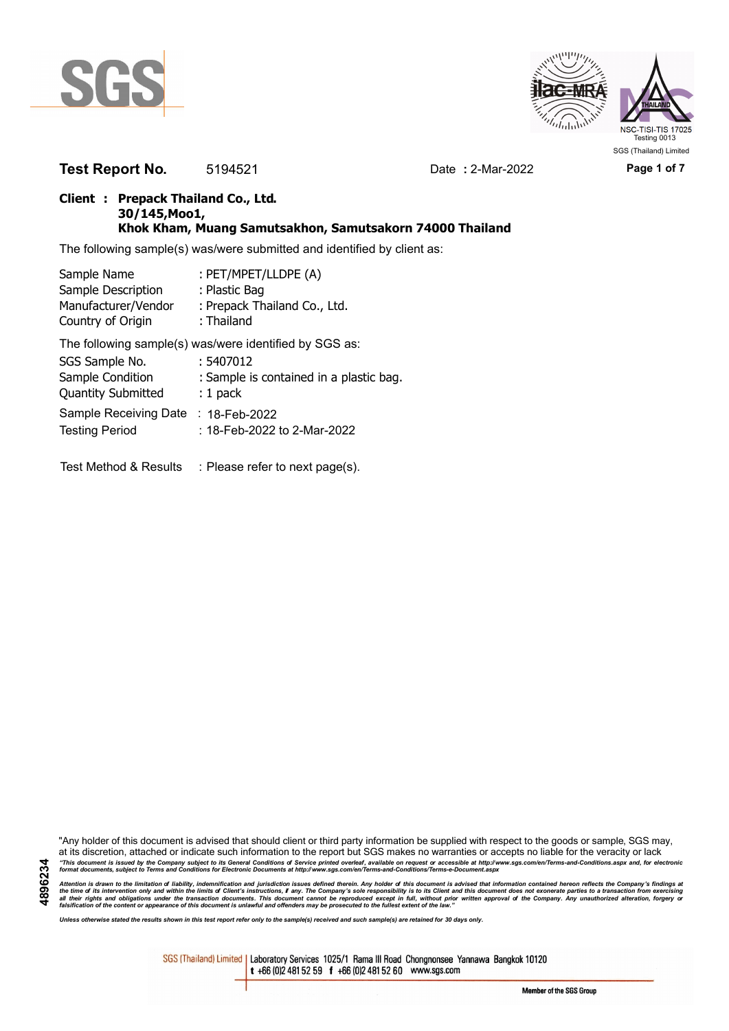SGS

NSC-TISI-TIS 17025
Testing 0013
SGS (Thailand) Limited

**Test Report No.** 5194521 Date **:** 2-Mar-2022

**Client : Prepack Thailand Co., Ltd.**
**30/145,Moo1,**
**Khok Kham, Muang Samutsakhon, Samutsakorn 74000 Thailand**

The following sample(s) was/were submitted and identified by client as:

| | |
|---|---|
| Sample Name | : PET/MPET/LLDPE (A) |
| Sample Description | : Plastic Bag |
| Manufacturer/Vendor | : Prepack Thailand Co., Ltd. |
| Country of Origin | : Thailand |

The following sample(s) was/were identified by SGS as:

| | |
|---|---|
| SGS Sample No. | : 5407012 |
| Sample Condition | : Sample is contained in a plastic bag. |
| Quantity Submitted | : 1 pack |
| Sample Receiving Date | : 18-Feb-2022 |
| Testing Period | : 18-Feb-2022 to 2-Mar-2022 |

Test Method & Results : Please refer to next page(s).

"Any holder of this document is advised that should client or third party information be supplied with respect to the goods or sample, SGS may, at its discretion, attached or indicate such information to the report but SGS makes no warranties or accepts no liable for the veracity or lack

*"This document is issued by the Company subject to its General Conditions of Service printed overleaf, available on request or accessible at http://www.sgs.com/en/Terms-and-Conditions.aspx and, for electronic format documents, subject to Terms and Conditions for Electronic Documents at http://www.sgs.com/en/Terms-and-Conditions/Terms-e-Document.aspx*

*Attention is drawn to the limitation of liability, indemnification and jurisdiction issues defined therein. Any holder of this document is advised that information contained hereon reflects the Company's findings at the time of its intervention only and within the limits of Client's instructions, if any. The Company's sole responsibility is to its Client and this document does not exonerate parties to a transaction from exercising all their rights and obligations under the transaction documents. This document cannot be reproduced except in full, without prior written approval of the Company. Any unauthorized alteration, forgery or falsification of the content or appearance of this document is unlawful and offenders may be prosecuted to the fullest extent of the law."*

*Unless otherwise stated the results shown in this test report refer only to the sample(s) received and such sample(s) are retained for 30 days only.*

4896234

SGS (Thailand) Limited | Laboratory Services 1025/1 Rama III Road Chongnonsee Yannawa Bangkok 10120
t +66 (0)2 481 52 59 f +66 (0)2 481 52 60 www.sgs.com

Member of the SGS Group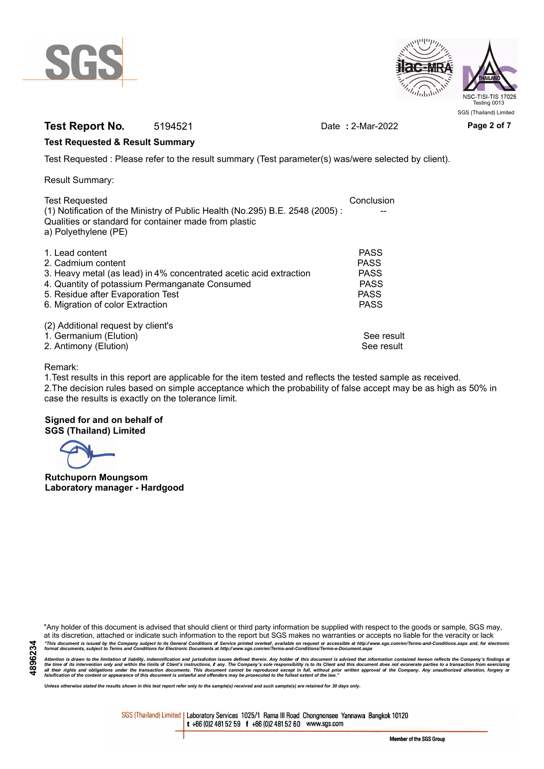**Test Report No.** 5194521 Date : 2-Mar-2022

**Test Requested & Result Summary**

Test Requested : Please refer to the result summary (Test parameter(s) was/were selected by client).

Result Summary:

| Test Requested | Conclusion |
|---|---|
| (1) Notification of the Ministry of Public Health (No.295) B.E. 2548 (2005) : Qualities or standard for container made from plastic<br>a) Polyethylene (PE) | -- |
| 1. Lead content | PASS |
| 2. Cadmium content | PASS |
| 3. Heavy metal (as lead) in 4% concentrated acetic acid extraction | PASS |
| 4. Quantity of potassium Permanganate Consumed | PASS |
| 5. Residue after Evaporation Test | PASS |
| 6. Migration of color Extraction | PASS |
| (2) Additional request by client's | |
| 1. Germanium (Elution) | See result |
| 2. Antimony (Elution) | See result |

Remark:
1.Test results in this report are applicable for the item tested and reflects the tested sample as received.
2.The decision rules based on simple acceptance which the probability of false accept may be as high as 50% in case the results is exactly on the tolerance limit.

**Signed for and on behalf of**
**SGS (Thailand) Limited**

**Rutchuporn Moungsom**
**Laboratory manager - Hardgood**

"Any holder of this document is advised that should client or third party information be supplied with respect to the goods or sample, SGS may, at its discretion, attached or indicate such information to the report but SGS makes no warranties or accepts no liable for the veracity or lack

*"This document is issued by the Company subject to its General Conditions of Service printed overleaf, available on request or accessible at http://www.sgs.com/en/Terms-and-Conditions.aspx and, for electronic format documents, subject to Terms and Conditions for Electronic Documents at http://www.sgs.com/en/Terms-and-Conditions/Terms-e-Document.aspx*

*Attention is drawn to the limitation of liability, indemnification and jurisdiction issues defined therein. Any holder of this document is advised that information contained hereon reflects the Company's findings at the time of its intervention only and within the limits of Client's instructions, if any. The Company's sole responsibility is to its Client and this document does not exonerate parties to a transaction from exercising all their rights and obligations under the transaction documents. This document cannot be reproduced except in full, without prior written approval of the Company. Any unauthorized alteration, forgery or falsification of the content or appearance of this document is unlawful and offenders may be prosecuted to the fullest extent of the law."*

*Unless otherwise stated the results shown in this test report refer only to the sample(s) received and such sample(s) are retained for 30 days only.*

4896234

SGS (Thailand) Limited | Laboratory Services 1025/1 Rama III Road Chongnonsee Yannawa Bangkok 10120
t +66 (0)2 481 52 59 f +66 (0)2 481 52 60 www.sgs.com

Member of the SGS Group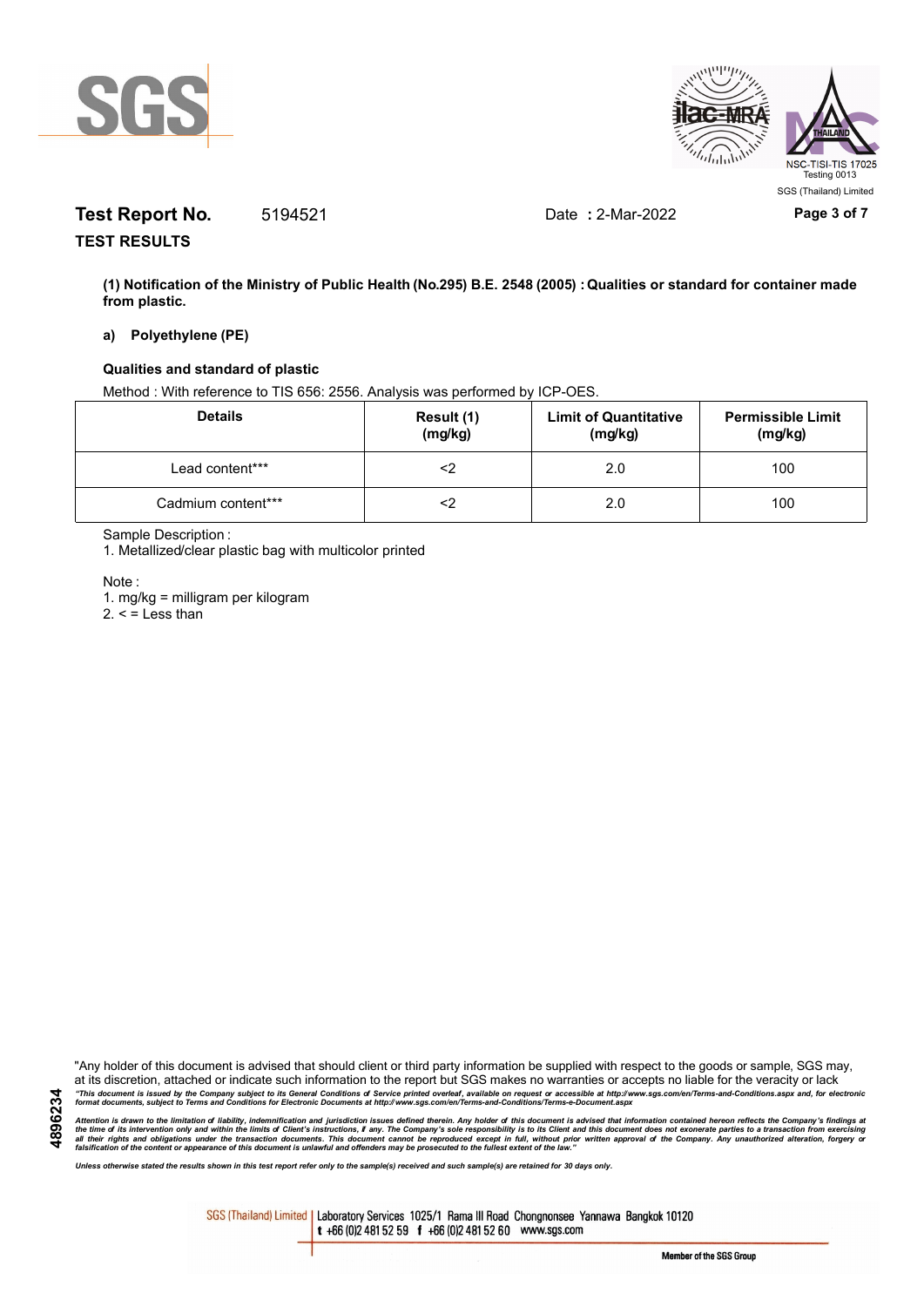**Test Report No.** 5194521 Date : 2-Mar-2022

**TEST RESULTS**

**(1) Notification of the Ministry of Public Health (No.295) B.E. 2548 (2005) : Qualities or standard for container made from plastic.**

**a) Polyethylene (PE)**

**Qualities and standard of plastic**

Method : With reference to TIS 656: 2556. Analysis was performed by ICP-OES.

| Details | Result (1) (mg/kg) | Limit of Quantitative (mg/kg) | Permissible Limit (mg/kg) |
|---|---|---|---|
| Lead content*** | <2 | 2.0 | 100 |
| Cadmium content*** | <2 | 2.0 | 100 |

Sample Description :

1. Metallized/clear plastic bag with multicolor printed

Note :

1. mg/kg = milligram per kilogram
2. < = Less than

"Any holder of this document is advised that should client or third party information be supplied with respect to the goods or sample, SGS may, at its discretion, attached or indicate such information to the report but SGS makes no warranties or accepts no liable for the veracity or lack

*"This document is issued by the Company subject to its General Conditions of Service printed overleaf, available on request or accessible at http://www.sgs.com/en/Terms-and-Conditions.aspx and, for electronic format documents, subject to Terms and Conditions for Electronic Documents at http://www.sgs.com/en/Terms-and-Conditions/Terms-e-Document.aspx*

*Attention is drawn to the limitation of liability, indemnification and jurisdiction issues defined therein. Any holder of this document is advised that information contained hereon reflects the Company's findings at the time of its intervention only and within the limits of Client's instructions, if any. The Company's sole responsibility is to its Client and this document does not exonerate parties to a transaction from exercising all their rights and obligations under the transaction documents. This document cannot be reproduced except in full, without prior written approval of the Company. Any unauthorized alteration, forgery or falsification of the content or appearance of this document is unlawful and offenders may be prosecuted to the fullest extent of the law."*

*Unless otherwise stated the results shown in this test report refer only to the sample(s) received and such sample(s) are retained for 30 days only.*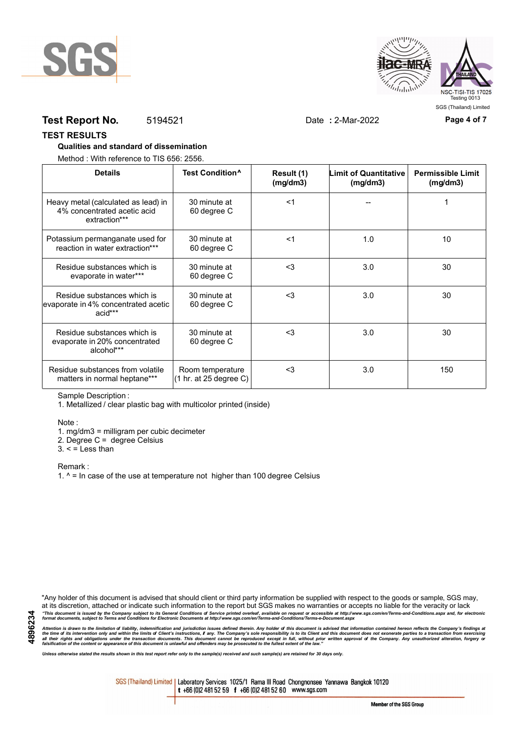**Test Report No.** 5194521 Date **:** 2-Mar-2022

**TEST RESULTS**

**Qualities and standard of dissemination**

Method : With reference to TIS 656: 2556.

| Details | Test Condition^ | Result (1) (mg/dm3) | Limit of Quantitative (mg/dm3) | Permissible Limit (mg/dm3) |
|---|---|---|---|---|
| Heavy metal (calculated as lead) in 4% concentrated acetic acid extraction*** | 30 minute at 60 degree C | <1 | -- | 1 |
| Potassium permanganate used for reaction in water extraction*** | 30 minute at 60 degree C | <1 | 1.0 | 10 |
| Residue substances which is evaporate in water*** | 30 minute at 60 degree C | <3 | 3.0 | 30 |
| Residue substances which is evaporate in 4% concentrated acetic acid*** | 30 minute at 60 degree C | <3 | 3.0 | 30 |
| Residue substances which is evaporate in 20% concentrated alcohol*** | 30 minute at 60 degree C | <3 | 3.0 | 30 |
| Residue substances from volatile matters in normal heptane*** | Room temperature (1 hr. at 25 degree C) | <3 | 3.0 | 150 |

Sample Description :

1. Metallized / clear plastic bag with multicolor printed (inside)

Note :

1. mg/dm3 = milligram per cubic decimeter
2. Degree C = degree Celsius
3. < = Less than

Remark :

1. ^ = In case of the use at temperature not higher than 100 degree Celsius

"Any holder of this document is advised that should client or third party information be supplied with respect to the goods or sample, SGS may, at its discretion, attached or indicate such information to the report but SGS makes no warranties or accepts no liable for the veracity or lack

*"This document is issued by the Company subject to its General Conditions of Service printed overleaf, available on request or accessible at http://www.sgs.com/en/Terms-and-Conditions.aspx and, for electronic format documents, subject to Terms and Conditions for Electronic Documents at http://www.sgs.com/en/Terms-and-Conditions/Terms-e-Document.aspx*

*Attention is drawn to the limitation of liability, indemnification and jurisdiction issues defined therein. Any holder of this document is advised that information contained hereon reflects the Company's findings at the time of its intervention only and within the limits of Client's instructions, if any. The Company's sole responsibility is to its Client and this document does not exonerate parties to a transaction from exercising all their rights and obligations under the transaction documents. This document cannot be reproduced except in full, without prior written approval of the Company. Any unauthorized alteration, forgery or falsification of the content or appearance of this document is unlawful and offenders may be prosecuted to the fullest extent of the law."*

*Unless otherwise stated the results shown in this test report refer only to the sample(s) received and such sample(s) are retained for 30 days only.*

4896234

SGS (Thailand) Limited | Laboratory Services 1025/1 Rama III Road Chongnonsee Yannawa Bangkok 10120 t +66 (0)2 481 52 59 f +66 (0)2 481 52 60 www.sgs.com

Member of the SGS Group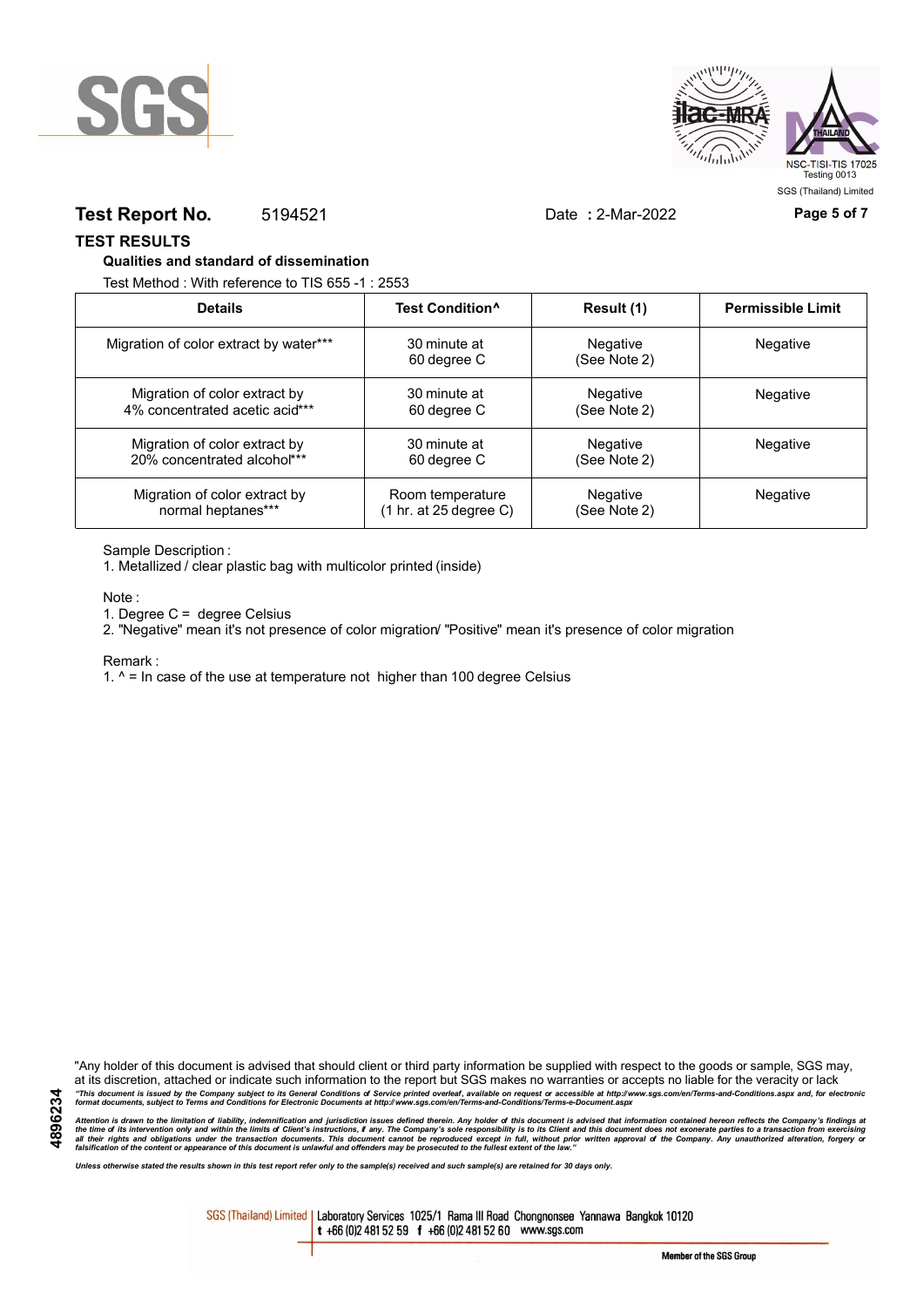**Test Report No.** 5194521 Date : 2-Mar-2022

## TEST RESULTS

### Qualities and standard of dissemination

Test Method : With reference to TIS 655 -1 : 2553

| Details | Test Condition^ | Result (1) | Permissible Limit |
|---|---|---|---|
| Migration of color extract by water*** | 30 minute at 60 degree C | Negative (See Note 2) | Negative |
| Migration of color extract by 4% concentrated acetic acid*** | 30 minute at 60 degree C | Negative (See Note 2) | Negative |
| Migration of color extract by 20% concentrated alcohol*** | 30 minute at 60 degree C | Negative (See Note 2) | Negative |
| Migration of color extract by normal heptanes*** | Room temperature (1 hr. at 25 degree C) | Negative (See Note 2) | Negative |

Sample Description :

1. Metallized / clear plastic bag with multicolor printed (inside)

Note :

1. Degree C = degree Celsius
2. "Negative" mean it's not presence of color migration/ "Positive" mean it's presence of color migration

Remark :

1. ^ = In case of the use at temperature not higher than 100 degree Celsius

"Any holder of this document is advised that should client or third party information be supplied with respect to the goods or sample, SGS may, at its discretion, attached or indicate such information to the report but SGS makes no warranties or accepts no liable for the veracity or lack

*"This document is issued by the Company subject to its General Conditions of Service printed overleaf, available on request or accessible at http://www.sgs.com/en/Terms-and-Conditions.aspx and, for electronic format documents, subject to Terms and Conditions for Electronic Documents at http://www.sgs.com/en/Terms-and-Conditions/Terms-e-Document.aspx*

*Attention is drawn to the limitation of liability, indemnification and jurisdiction issues defined therein. Any holder of this document is advised that information contained hereon reflects the Company's findings at the time of its intervention only and within the limits of Client's instructions, if any. The Company's sole responsibility is to its Client and this document does not exonerate parties to a transaction from exercising all their rights and obligations under the transaction documents. This document cannot be reproduced except in full, without prior written approval of the Company. Any unauthorized alteration, forgery or falsification of the content or appearance of this document is unlawful and offenders may be prosecuted to the fullest extent of the law."*

*Unless otherwise stated the results shown in this test report refer only to the sample(s) received and such sample(s) are retained for 30 days only.*

SGS (Thailand) Limited | Laboratory Services 1025/1 Rama III Road Chongnonsee Yannawa Bangkok 10120 t +66 (0)2 481 52 59 f +66 (0)2 481 52 60 www.sgs.com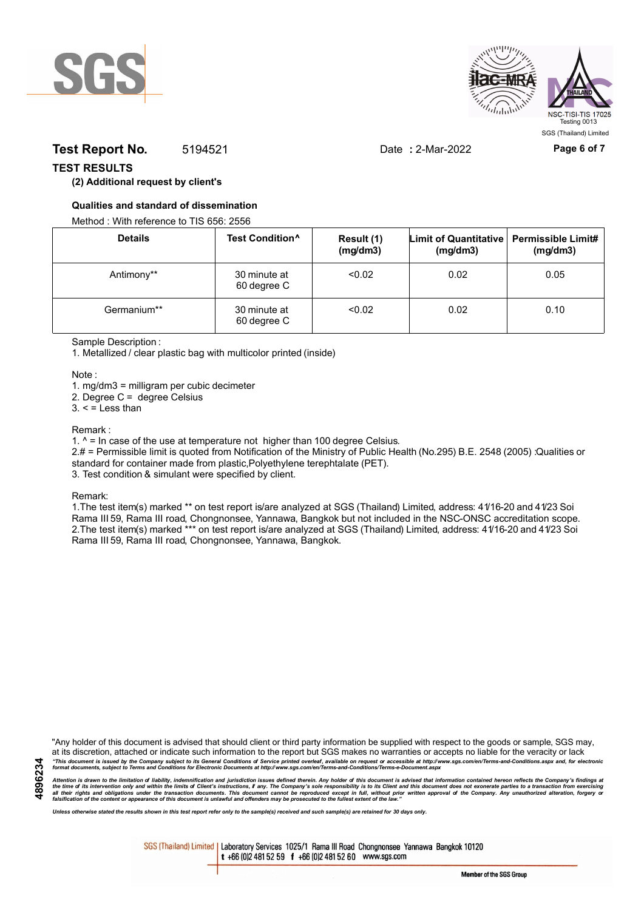**Test Report No.** 5194521 Date **:** 2-Mar-2022

## TEST RESULTS

**(2) Additional request by client's**

**Qualities and standard of dissemination**

Method : With reference to TIS 656: 2556

| Details | Test Condition^ | Result (1) (mg/dm3) | Limit of Quantitative (mg/dm3) | Permissible Limit# (mg/dm3) |
|---|---|---|---|---|
| Antimony** | 30 minute at 60 degree C | <0.02 | 0.02 | 0.05 |
| Germanium** | 30 minute at 60 degree C | <0.02 | 0.02 | 0.10 |

Sample Description :

1. Metallized / clear plastic bag with multicolor printed (inside)

Note :

1. mg/dm3 = milligram per cubic decimeter
2. Degree C = degree Celsius
3. < = Less than

Remark :

1. ^ = In case of the use at temperature not higher than 100 degree Celsius.
2. # = Permissible limit is quoted from Notification of the Ministry of Public Health (No.295) B.E. 2548 (2005) :Qualities or standard for container made from plastic,Polyethylene terephtalate (PET).
3. Test condition & simulant were specified by client.

Remark:

1. The test item(s) marked ** on test report is/are analyzed at SGS (Thailand) Limited, address: 41/16-20 and 41/23 Soi Rama III 59, Rama III road, Chongnonsee, Yannawa, Bangkok but not included in the NSC-ONSC accreditation scope.
2. The test item(s) marked *** on test report is/are analyzed at SGS (Thailand) Limited, address: 41/16-20 and 41/23 Soi Rama III 59, Rama III road, Chongnonsee, Yannawa, Bangkok.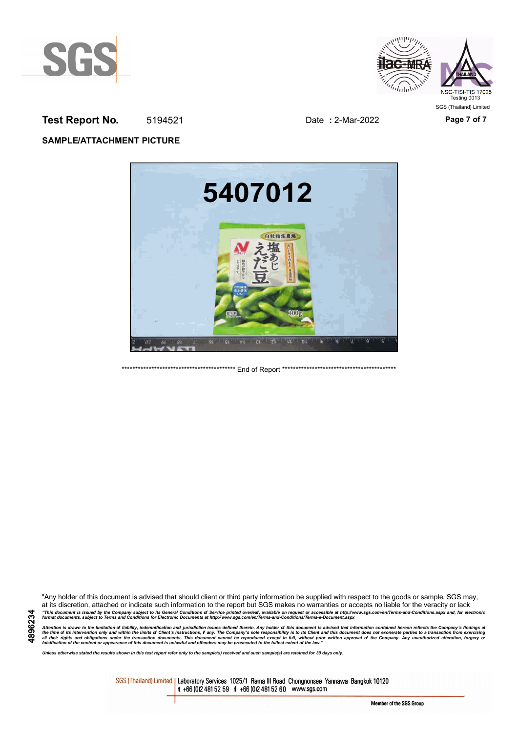**Test Report No.** 5194521 Date : 2-Mar-2022

**SAMPLE/ATTACHMENT PICTURE**

****************************************** End of Report ******************************************

"Any holder of this document is advised that should client or third party information be supplied with respect to the goods or sample, SGS may, at its discretion, attached or indicate such information to the report but SGS makes no warranties or accepts no liable for the veracity or lack

*"This document is issued by the Company subject to its General Conditions of Service printed overleaf, available on request or accessible at http://www.sgs.com/en/Terms-and-Conditions.aspx and, for electronic format documents, subject to Terms and Conditions for Electronic Documents at http://www.sgs.com/en/Terms-and-Conditions/Terms-e-Document.aspx*

*Attention is drawn to the limitation of liability, indemnification and jurisdiction issues defined therein. Any holder of this document is advised that information contained hereon reflects the Company's findings at the time of its intervention only and within the limits of Client's instructions, if any. The Company's sole responsibility is to its Client and this document does not exonerate parties to a transaction from exercising all their rights and obligations under the transaction documents. This document cannot be reproduced except in full, without prior written approval of the Company. Any unauthorized alteration, forgery or falsification of the content or appearance of this document is unlawful and offenders may be prosecuted to the fullest extent of the law."*

*Unless otherwise stated the results shown in this test report refer only to the sample(s) received and such sample(s) are retained for 30 days only.*

SGS (Thailand) Limited | Laboratory Services 1025/1 Rama III Road Chongnonsee Yannawa Bangkok 10120
t +66 (0)2 481 52 59 f +66 (0)2 481 52 60 www.sgs.com

Member of the SGS Group